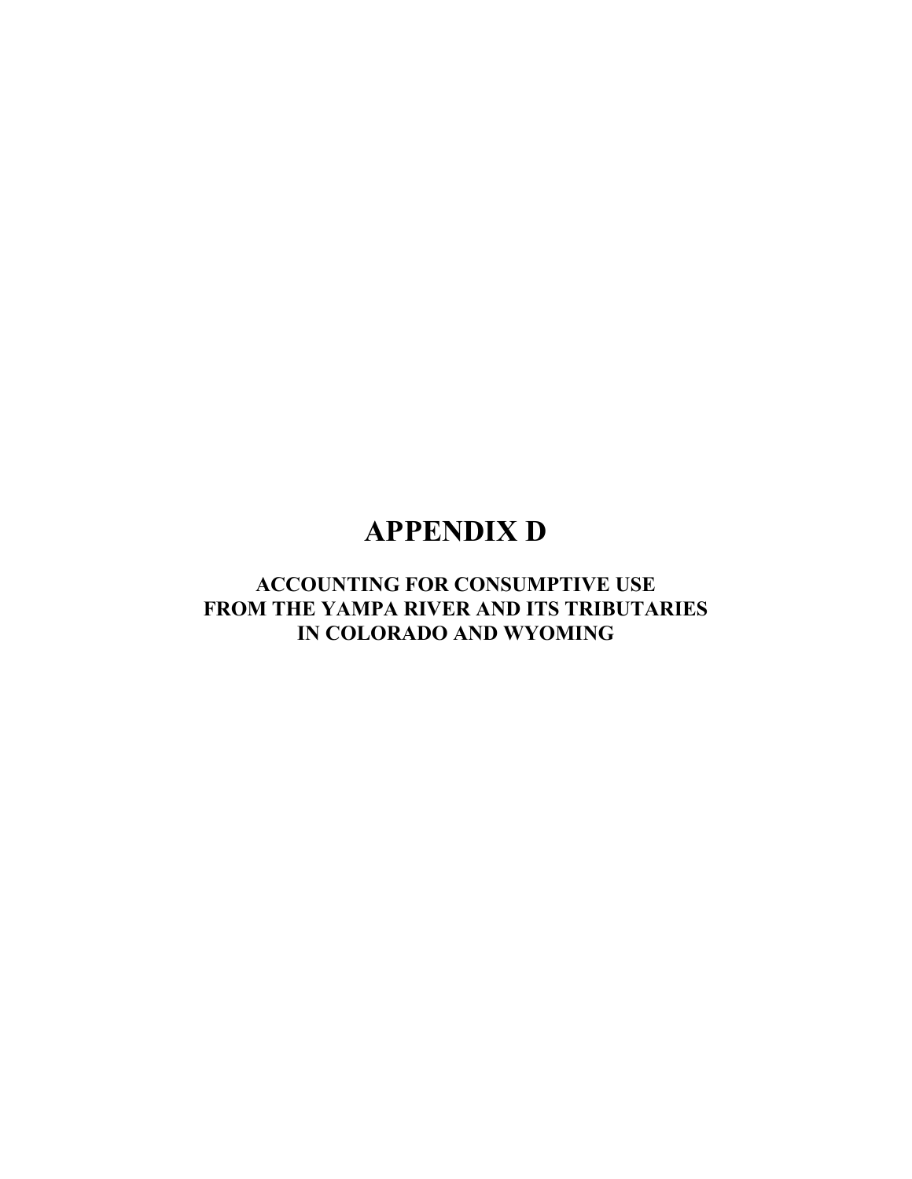# APPENDIX D

## ACCOUNTING FOR CONSUMPTIVE USE FROM THE YAMPA RIVER AND ITS TRIBUTARIES IN COLORADO AND WYOMING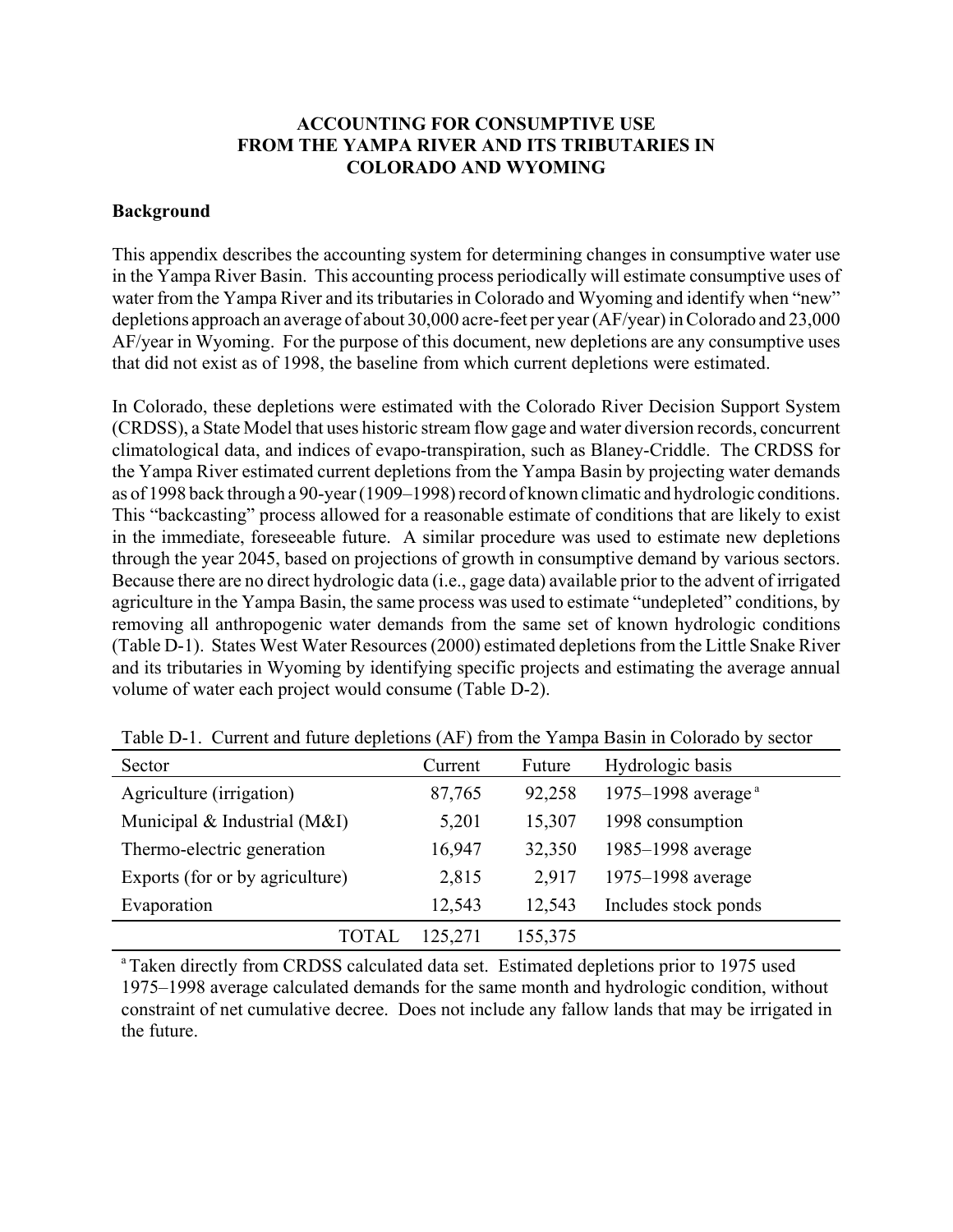# ACCOUNTING FOR CONSUMPTIVE USE FROM THE YAMPA RIVER AND ITS TRIBUTARIES IN COLORADO AND WYOMING

## Background

This appendix describes the accounting system for determining changes in consumptive water use in the Yampa River Basin. This accounting process periodically will estimate consumptive uses of water from the Yampa River and its tributaries in Colorado and Wyoming and identify when "new" depletions approach an average of about 30,000 acre-feet per year (AF/year) in Colorado and 23,000 AF/year in Wyoming. For the purpose of this document, new depletions are any consumptive uses that did not exist as of 1998, the baseline from which current depletions were estimated.

In Colorado, these depletions were estimated with the Colorado River Decision Support System (CRDSS), a State Model that uses historic stream flow gage and water diversion records, concurrent climatological data, and indices of evapo-transpiration, such as Blaney-Criddle. The CRDSS for the Yampa River estimated current depletions from the Yampa Basin by projecting water demands as of 1998 back through a 90-year (1909–1998) record of known climatic and hydrologic conditions. This "backcasting" process allowed for a reasonable estimate of conditions that are likely to exist in the immediate, foreseeable future. A similar procedure was used to estimate new depletions through the year 2045, based on projections of growth in consumptive demand by various sectors. Because there are no direct hydrologic data (i.e., gage data) available prior to the advent of irrigated agriculture in the Yampa Basin, the same process was used to estimate "undepleted" conditions, by removing all anthropogenic water demands from the same set of known hydrologic conditions (Table D-1). States West Water Resources (2000) estimated depletions from the Little Snake River and its tributaries in Wyoming by identifying specific projects and estimating the average annual volume of water each project would consume (Table D-2).

Table D-1. Current and future depletions (AF) from the Yampa Basin in Colorado by sector

| Sector | Current | Future | Hydrologic basis |
|---|---|---|---|
| Agriculture (irrigation) | 87,765 | 92,258 | 1975–1998 average [a] |
| Municipal & Industrial (M&I) | 5,201 | 15,307 | 1998 consumption |
| Thermo-electric generation | 16,947 | 32,350 | 1985–1998 average |
| Exports (for or by agriculture) | 2,815 | 2,917 | 1975–1998 average |
| Evaporation | 12,543 | 12,543 | Includes stock ponds |
| TOTAL | 125,271 | 155,375 | |

[a] Taken directly from CRDSS calculated data set. Estimated depletions prior to 1975 used 1975–1998 average calculated demands for the same month and hydrologic condition, without constraint of net cumulative decree. Does not include any fallow lands that may be irrigated in the future.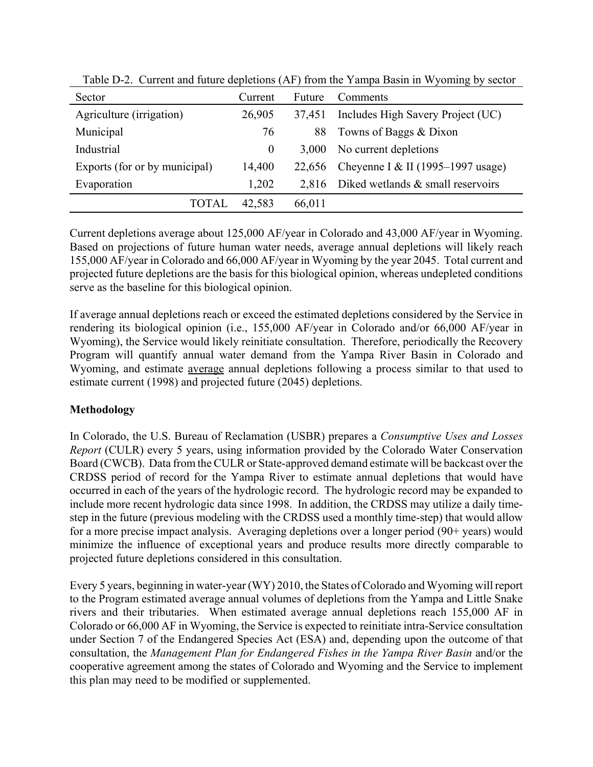Table D-2. Current and future depletions (AF) from the Yampa Basin in Wyoming by sector

| Sector | Current | Future | Comments |
|---|---|---|---|
| Agriculture (irrigation) | 26,905 | 37,451 | Includes High Savery Project (UC) |
| Municipal | 76 | 88 | Towns of Baggs & Dixon |
| Industrial | 0 | 3,000 | No current depletions |
| Exports (for or by municipal) | 14,400 | 22,656 | Cheyenne I & II (1995–1997 usage) |
| Evaporation | 1,202 | 2,816 | Diked wetlands & small reservoirs |
| TOTAL | 42,583 | 66,011 | |

Current depletions average about 125,000 AF/year in Colorado and 43,000 AF/year in Wyoming. Based on projections of future human water needs, average annual depletions will likely reach 155,000 AF/year in Colorado and 66,000 AF/year in Wyoming by the year 2045. Total current and projected future depletions are the basis for this biological opinion, whereas undepleted conditions serve as the baseline for this biological opinion.

If average annual depletions reach or exceed the estimated depletions considered by the Service in rendering its biological opinion (i.e., 155,000 AF/year in Colorado and/or 66,000 AF/year in Wyoming), the Service would likely reinitiate consultation. Therefore, periodically the Recovery Program will quantify annual water demand from the Yampa River Basin in Colorado and Wyoming, and estimate average annual depletions following a process similar to that used to estimate current (1998) and projected future (2045) depletions.

**Methodology**

In Colorado, the U.S. Bureau of Reclamation (USBR) prepares a *Consumptive Uses and Losses Report* (CULR) every 5 years, using information provided by the Colorado Water Conservation Board (CWCB). Data from the CULR or State-approved demand estimate will be backcast over the CRDSS period of record for the Yampa River to estimate annual depletions that would have occurred in each of the years of the hydrologic record. The hydrologic record may be expanded to include more recent hydrologic data since 1998. In addition, the CRDSS may utilize a daily time-step in the future (previous modeling with the CRDSS used a monthly time-step) that would allow for a more precise impact analysis. Averaging depletions over a longer period (90+ years) would minimize the influence of exceptional years and produce results more directly comparable to projected future depletions considered in this consultation.

Every 5 years, beginning in water-year (WY) 2010, the States of Colorado and Wyoming will report to the Program estimated average annual volumes of depletions from the Yampa and Little Snake rivers and their tributaries. When estimated average annual depletions reach 155,000 AF in Colorado or 66,000 AF in Wyoming, the Service is expected to reinitiate intra-Service consultation under Section 7 of the Endangered Species Act (ESA) and, depending upon the outcome of that consultation, the *Management Plan for Endangered Fishes in the Yampa River Basin* and/or the cooperative agreement among the states of Colorado and Wyoming and the Service to implement this plan may need to be modified or supplemented.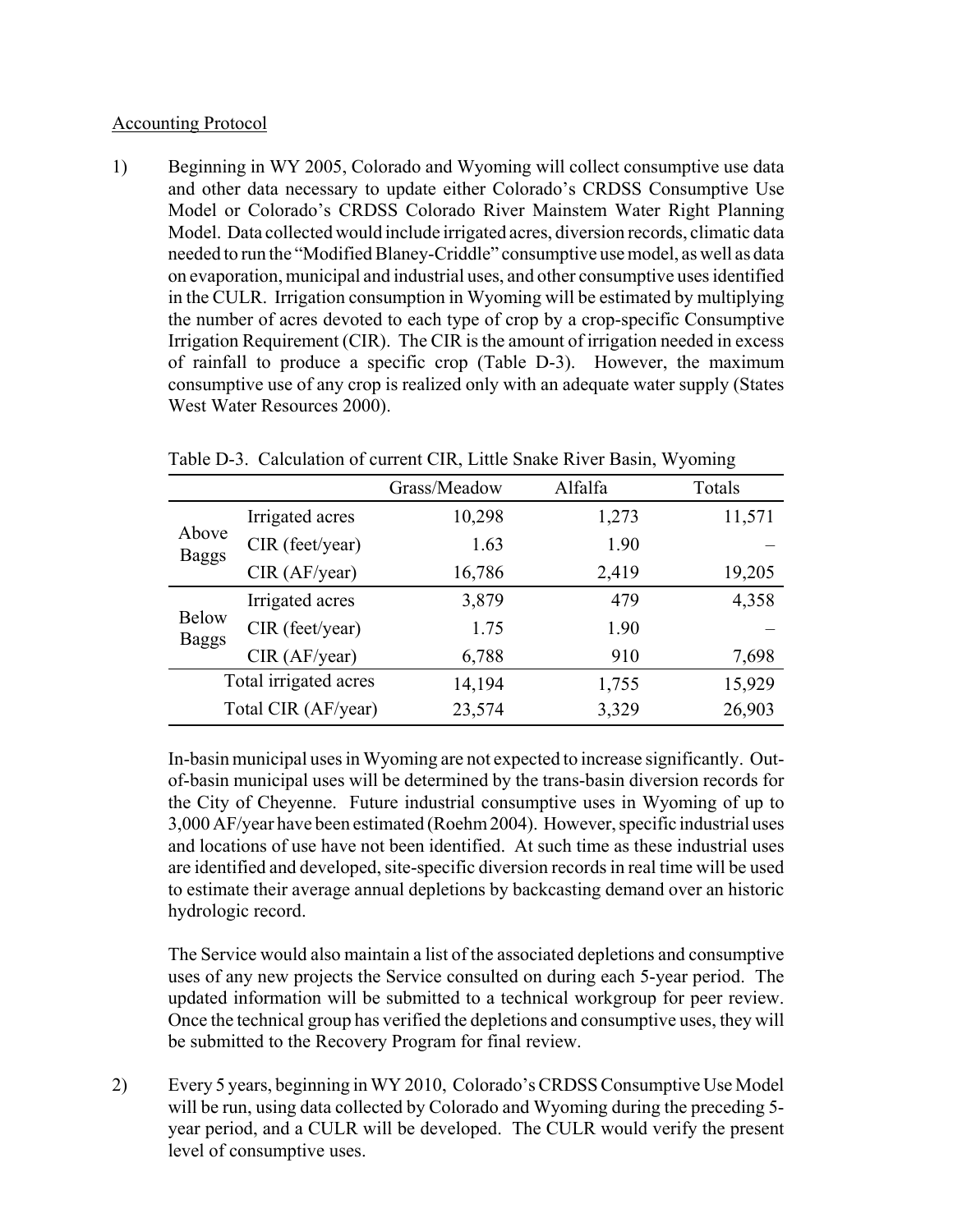Accounting Protocol

1) Beginning in WY 2005, Colorado and Wyoming will collect consumptive use data and other data necessary to update either Colorado's CRDSS Consumptive Use Model or Colorado's CRDSS Colorado River Mainstem Water Right Planning Model. Data collected would include irrigated acres, diversion records, climatic data needed to run the "Modified Blaney-Criddle" consumptive use model, as well as data on evaporation, municipal and industrial uses, and other consumptive uses identified in the CULR. Irrigation consumption in Wyoming will be estimated by multiplying the number of acres devoted to each type of crop by a crop-specific Consumptive Irrigation Requirement (CIR). The CIR is the amount of irrigation needed in excess of rainfall to produce a specific crop (Table D-3). However, the maximum consumptive use of any crop is realized only with an adequate water supply (States West Water Resources 2000).

Table D-3. Calculation of current CIR, Little Snake River Basin, Wyoming

| | | Grass/Meadow | Alfalfa | Totals |
|---|---|---|---|---|
| Above Baggs | Irrigated acres | 10,298 | 1,273 | 11,571 |
| | CIR (feet/year) | 1.63 | 1.90 | – |
| | CIR (AF/year) | 16,786 | 2,419 | 19,205 |
| Below Baggs | Irrigated acres | 3,879 | 479 | 4,358 |
| | CIR (feet/year) | 1.75 | 1.90 | – |
| | CIR (AF/year) | 6,788 | 910 | 7,698 |
| Total irrigated acres | | 14,194 | 1,755 | 15,929 |
| Total CIR (AF/year) | | 23,574 | 3,329 | 26,903 |

In-basin municipal uses in Wyoming are not expected to increase significantly. Out-of-basin municipal uses will be determined by the trans-basin diversion records for the City of Cheyenne. Future industrial consumptive uses in Wyoming of up to 3,000 AF/year have been estimated (Roehm 2004). However, specific industrial uses and locations of use have not been identified. At such time as these industrial uses are identified and developed, site-specific diversion records in real time will be used to estimate their average annual depletions by backcasting demand over an historic hydrologic record.

The Service would also maintain a list of the associated depletions and consumptive uses of any new projects the Service consulted on during each 5-year period. The updated information will be submitted to a technical workgroup for peer review. Once the technical group has verified the depletions and consumptive uses, they will be submitted to the Recovery Program for final review.

2) Every 5 years, beginning in WY 2010, Colorado's CRDSS Consumptive Use Model will be run, using data collected by Colorado and Wyoming during the preceding 5-year period, and a CULR will be developed. The CULR would verify the present level of consumptive uses.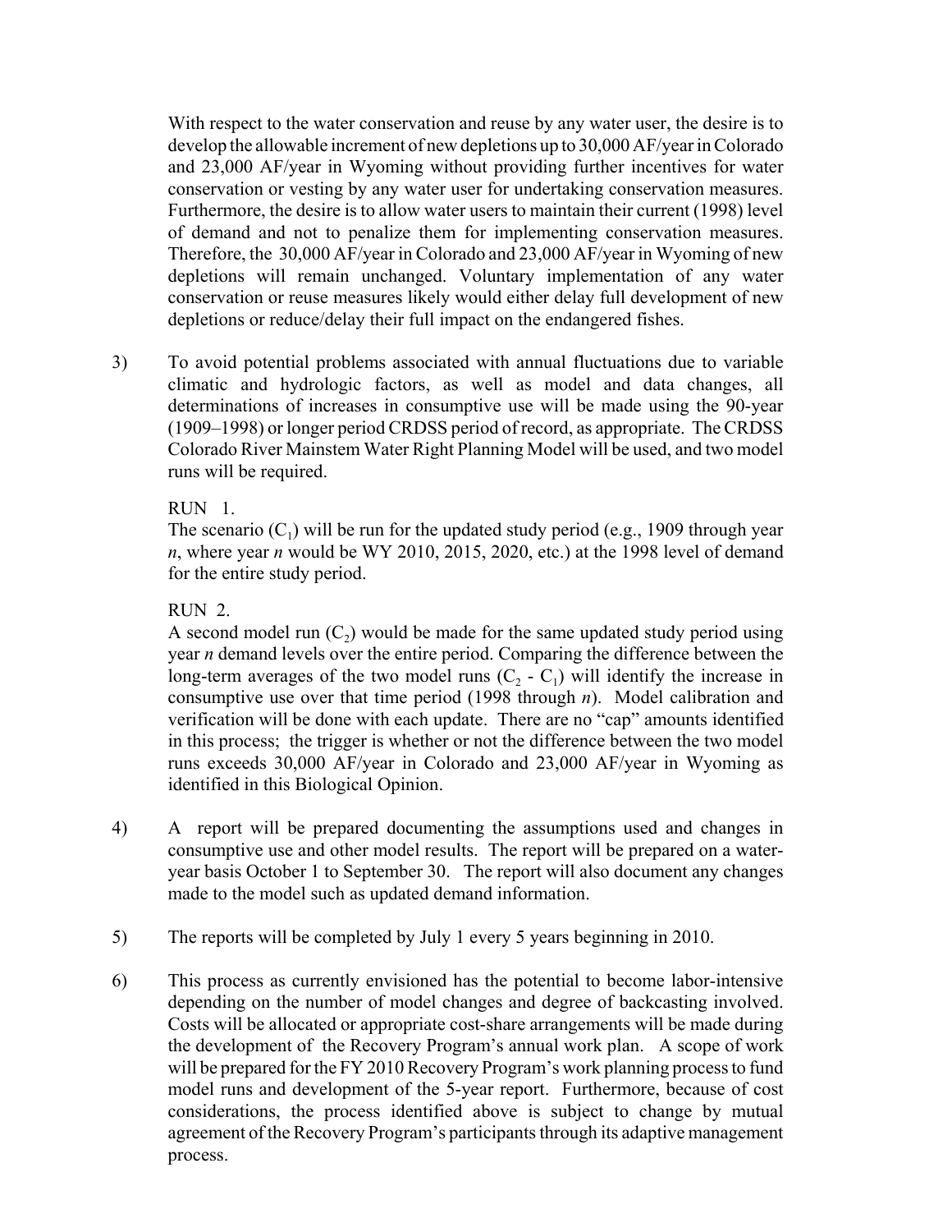With respect to the water conservation and reuse by any water user, the desire is to develop the allowable increment of new depletions up to 30,000 AF/year in Colorado and 23,000 AF/year in Wyoming without providing further incentives for water conservation or vesting by any water user for undertaking conservation measures. Furthermore, the desire is to allow water users to maintain their current (1998) level of demand and not to penalize them for implementing conservation measures. Therefore, the 30,000 AF/year in Colorado and 23,000 AF/year in Wyoming of new depletions will remain unchanged. Voluntary implementation of any water conservation or reuse measures likely would either delay full development of new depletions or reduce/delay their full impact on the endangered fishes.

3) To avoid potential problems associated with annual fluctuations due to variable climatic and hydrologic factors, as well as model and data changes, all determinations of increases in consumptive use will be made using the 90-year (1909–1998) or longer period CRDSS period of record, as appropriate. The CRDSS Colorado River Mainstem Water Right Planning Model will be used, and two model runs will be required.

   RUN 1.
   The scenario ($C_1$) will be run for the updated study period (e.g., 1909 through year *n*, where year *n* would be WY 2010, 2015, 2020, etc.) at the 1998 level of demand for the entire study period.

   RUN 2.
   A second model run ($C_2$) would be made for the same updated study period using year *n* demand levels over the entire period. Comparing the difference between the long-term averages of the two model runs ($C_2$ - $C_1$) will identify the increase in consumptive use over that time period (1998 through *n*). Model calibration and verification will be done with each update. There are no "cap" amounts identified in this process; the trigger is whether or not the difference between the two model runs exceeds 30,000 AF/year in Colorado and 23,000 AF/year in Wyoming as identified in this Biological Opinion.

4) A report will be prepared documenting the assumptions used and changes in consumptive use and other model results. The report will be prepared on a water-year basis October 1 to September 30. The report will also document any changes made to the model such as updated demand information.

5) The reports will be completed by July 1 every 5 years beginning in 2010.

6) This process as currently envisioned has the potential to become labor-intensive depending on the number of model changes and degree of backcasting involved. Costs will be allocated or appropriate cost-share arrangements will be made during the development of the Recovery Program's annual work plan. A scope of work will be prepared for the FY 2010 Recovery Program's work planning process to fund model runs and development of the 5-year report. Furthermore, because of cost considerations, the process identified above is subject to change by mutual agreement of the Recovery Program's participants through its adaptive management process.